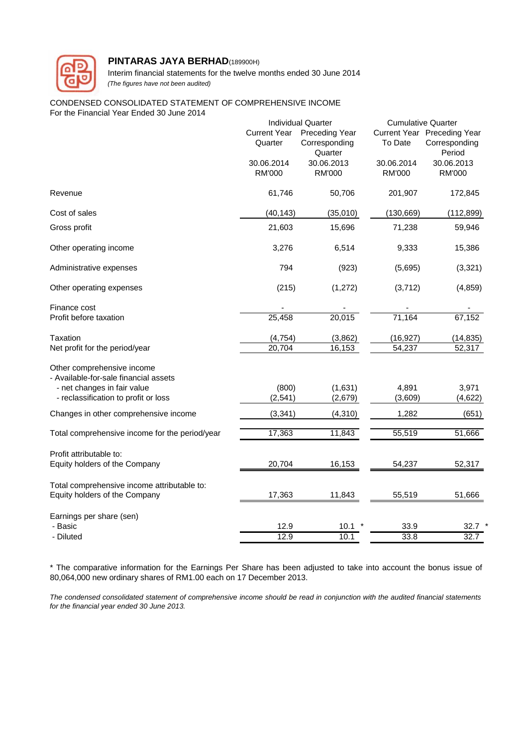**PINTARAS JAYA BERHAD**(189900H)

Interim financial statements for the twelve months ended 30 June 2014

*(The figures have not been audited)*

CONDENSED CONSOLIDATED STATEMENT OF COMPREHENSIVE INCOME

For the Financial Year Ended 30 June 2014

| | Individual Quarter | | Cumulative Quarter | |
|---|---|---|---|---|
| | Current Year Quarter | Preceding Year Corresponding Quarter | Current Year To Date | Preceding Year Corresponding Period |
| | 30.06.2014 | 30.06.2013 | 30.06.2014 | 30.06.2013 |
| | RM'000 | RM'000 | RM'000 | RM'000 |
| Revenue | 61,746 | 50,706 | 201,907 | 172,845 |
| Cost of sales | (40,143) | (35,010) | (130,669) | (112,899) |
| Gross profit | 21,603 | 15,696 | 71,238 | 59,946 |
| Other operating income | 3,276 | 6,514 | 9,333 | 15,386 |
| Administrative expenses | 794 | (923) | (5,695) | (3,321) |
| Other operating expenses | (215) | (1,272) | (3,712) | (4,859) |
| Finance cost | - | - | - | - |
| Profit before taxation | 25,458 | 20,015 | 71,164 | 67,152 |
| Taxation | (4,754) | (3,862) | (16,927) | (14,835) |
| Net profit for the period/year | 20,704 | 16,153 | 54,237 | 52,317 |
| Other comprehensive income | | | | |
| - Available-for-sale financial assets | | | | |
| - net changes in fair value | (800) | (1,631) | 4,891 | 3,971 |
| - reclassification to profit or loss | (2,541) | (2,679) | (3,609) | (4,622) |
| Changes in other comprehensive income | (3,341) | (4,310) | 1,282 | (651) |
| Total comprehensive income for the period/year | 17,363 | 11,843 | 55,519 | 51,666 |
| Profit attributable to: | | | | |
| Equity holders of the Company | 20,704 | 16,153 | 54,237 | 52,317 |
| Total comprehensive income attributable to: | | | | |
| Equity holders of the Company | 17,363 | 11,843 | 55,519 | 51,666 |
| Earnings per share (sen) | | | | |
| - Basic | 12.9 | 10.1 * | 33.9 | 32.7 * |
| - Diluted | 12.9 | 10.1 | 33.8 | 32.7 |

* The comparative information for the Earnings Per Share has been adjusted to take into account the bonus issue of 80,064,000 new ordinary shares of RM1.00 each on 17 December 2013.

*The condensed consolidated statement of comprehensive income should be read in conjunction with the audited financial statements for the financial year ended 30 June 2013.*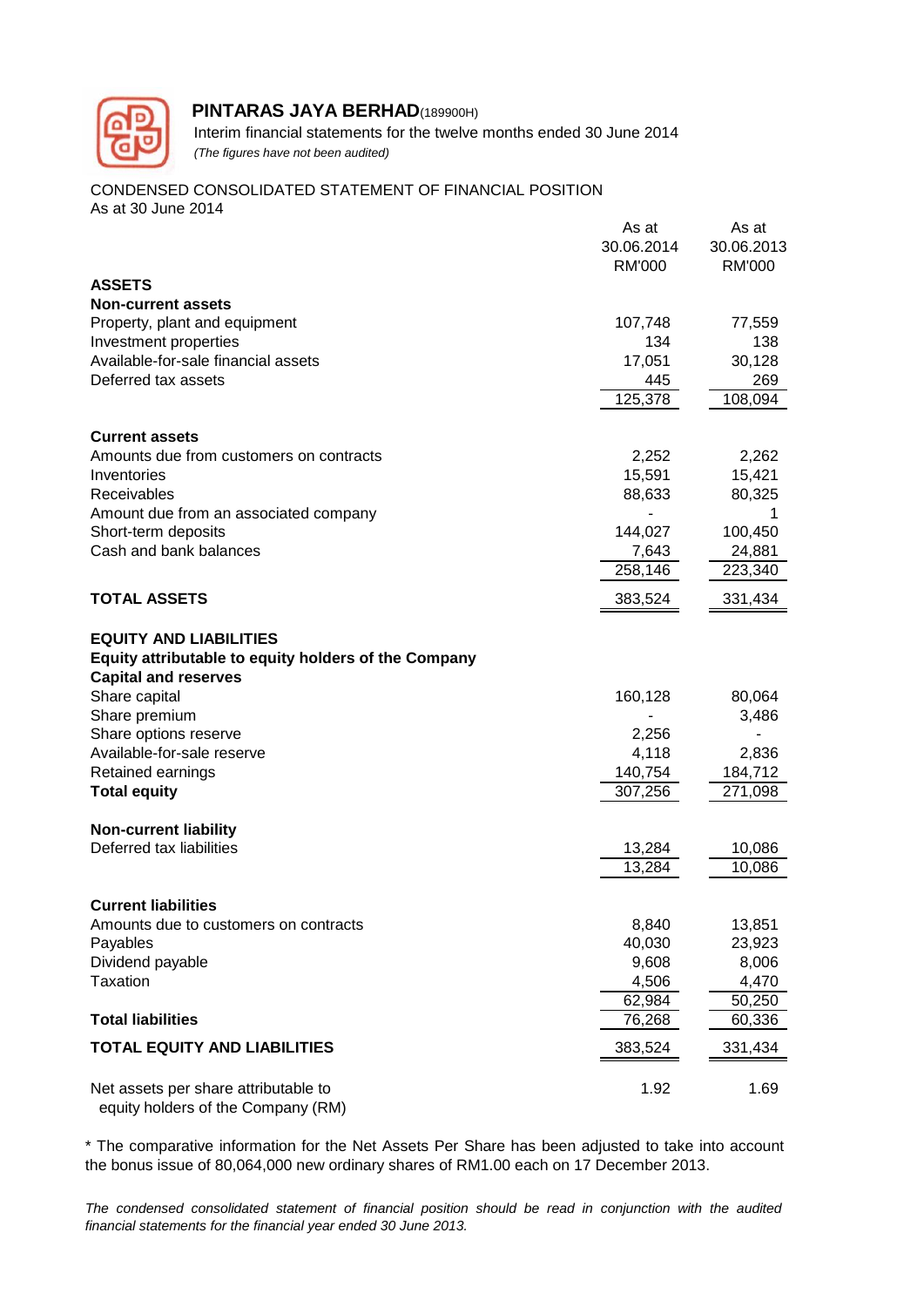**PINTARAS JAYA BERHAD**(189900H)

Interim financial statements for the twelve months ended 30 June 2014

*(The figures have not been audited)*

CONDENSED CONSOLIDATED STATEMENT OF FINANCIAL POSITION
As at 30 June 2014

| | As at 30.06.2014 RM'000 | As at 30.06.2013 RM'000 |
|---|---|---|
| **ASSETS** | | |
| **Non-current assets** | | |
| Property, plant and equipment | 107,748 | 77,559 |
| Investment properties | 134 | 138 |
| Available-for-sale financial assets | 17,051 | 30,128 |
| Deferred tax assets | 445 | 269 |
| | 125,378 | 108,094 |
| **Current assets** | | |
| Amounts due from customers on contracts | 2,252 | 2,262 |
| Inventories | 15,591 | 15,421 |
| Receivables | 88,633 | 80,325 |
| Amount due from an associated company | - | 1 |
| Short-term deposits | 144,027 | 100,450 |
| Cash and bank balances | 7,643 | 24,881 |
| | 258,146 | 223,340 |
| **TOTAL ASSETS** | 383,524 | 331,434 |
| **EQUITY AND LIABILITIES** | | |
| **Equity attributable to equity holders of the Company** | | |
| **Capital and reserves** | | |
| Share capital | 160,128 | 80,064 |
| Share premium | - | 3,486 |
| Share options reserve | 2,256 | - |
| Available-for-sale reserve | 4,118 | 2,836 |
| Retained earnings | 140,754 | 184,712 |
| **Total equity** | 307,256 | 271,098 |
| **Non-current liability** | | |
| Deferred tax liabilities | 13,284 | 10,086 |
| | 13,284 | 10,086 |
| **Current liabilities** | | |
| Amounts due to customers on contracts | 8,840 | 13,851 |
| Payables | 40,030 | 23,923 |
| Dividend payable | 9,608 | 8,006 |
| Taxation | 4,506 | 4,470 |
| | 62,984 | 50,250 |
| **Total liabilities** | 76,268 | 60,336 |
| **TOTAL EQUITY AND LIABILITIES** | 383,524 | 331,434 |
| Net assets per share attributable to equity holders of the Company (RM) | 1.92 | 1.69 |

* The comparative information for the Net Assets Per Share has been adjusted to take into account the bonus issue of 80,064,000 new ordinary shares of RM1.00 each on 17 December 2013.

*The condensed consolidated statement of financial position should be read in conjunction with the audited financial statements for the financial year ended 30 June 2013.*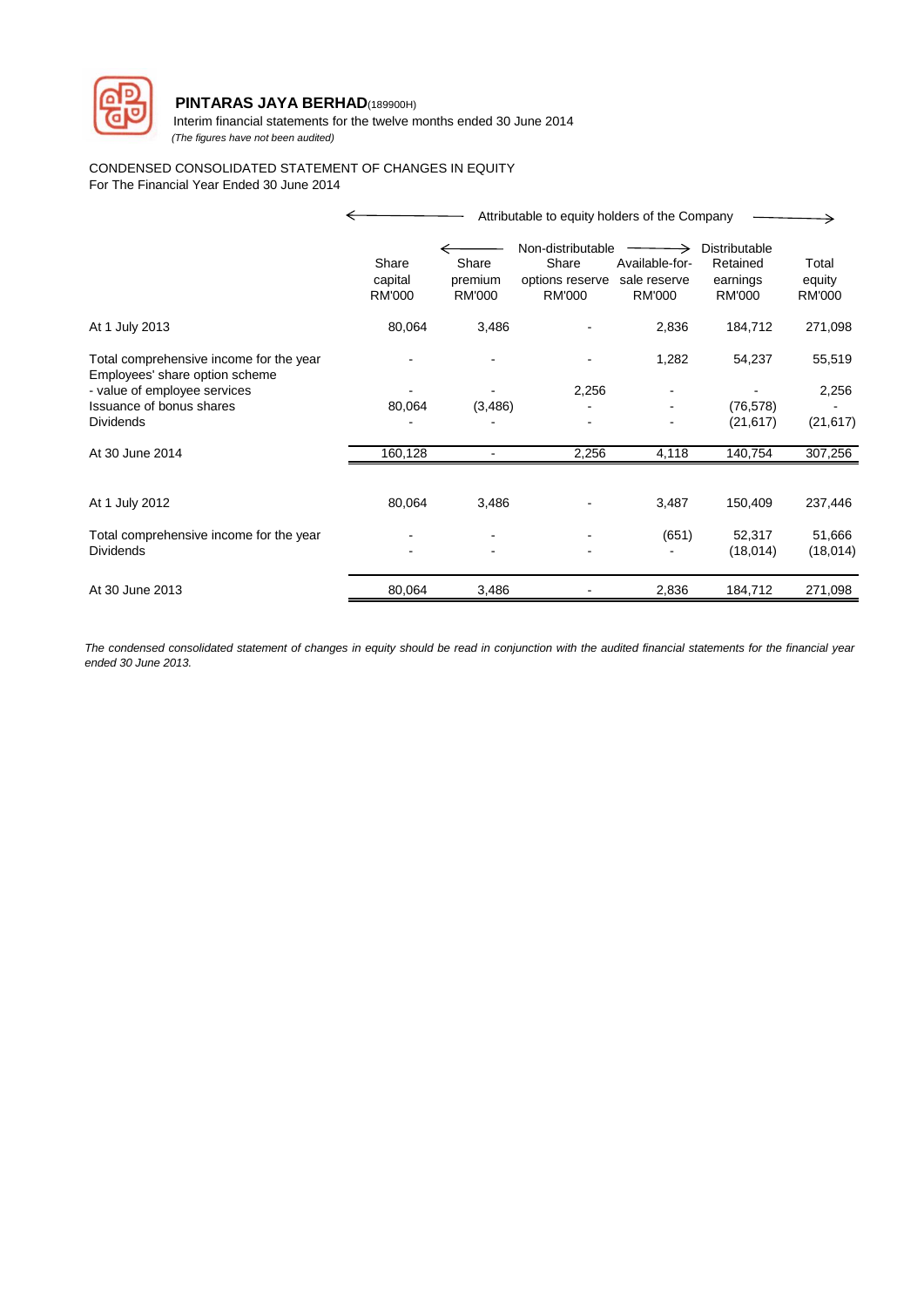**PINTARAS JAYA BERHAD**(189900H)

Interim financial statements for the twelve months ended 30 June 2014

*(The figures have not been audited)*

CONDENSED CONSOLIDATED STATEMENT OF CHANGES IN EQUITY

For The Financial Year Ended 30 June 2014

| | Attributable to equity holders of the Company | | | | | |
|---|---|---|---|---|---|---|
| | | Non-distributable | | | Distributable | |
| | Share capital RM'000 | Share premium RM'000 | Share options reserve RM'000 | Available-for-sale reserve RM'000 | Retained earnings RM'000 | Total equity RM'000 |
| At 1 July 2013 | 80,064 | 3,486 | - | 2,836 | 184,712 | 271,098 |
| Total comprehensive income for the year | - | - | - | 1,282 | 54,237 | 55,519 |
| Employees' share option scheme | | | | | | |
| - value of employee services | - | - | 2,256 | - | - | 2,256 |
| Issuance of bonus shares | 80,064 | (3,486) | - | - | (76,578) | - |
| Dividends | - | - | - | - | (21,617) | (21,617) |
| At 30 June 2014 | 160,128 | - | 2,256 | 4,118 | 140,754 | 307,256 |
| | | | | | | |
| At 1 July 2012 | 80,064 | 3,486 | - | 3,487 | 150,409 | 237,446 |
| Total comprehensive income for the year | - | - | - | (651) | 52,317 | 51,666 |
| Dividends | - | - | - | - | (18,014) | (18,014) |
| At 30 June 2013 | 80,064 | 3,486 | - | 2,836 | 184,712 | 271,098 |

*The condensed consolidated statement of changes in equity should be read in conjunction with the audited financial statements for the financial year ended 30 June 2013.*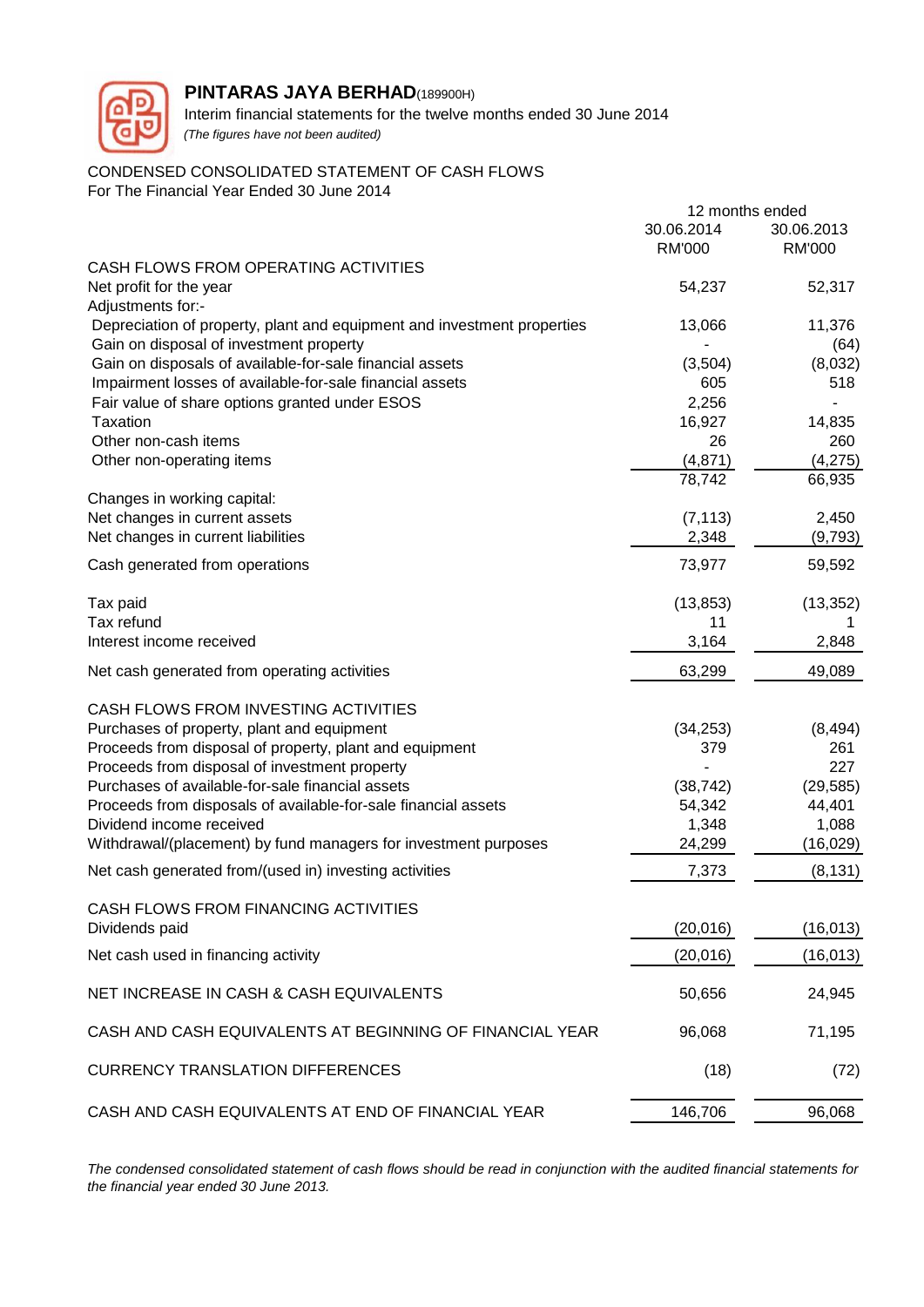**PINTARAS JAYA BERHAD**(189900H)

Interim financial statements for the twelve months ended 30 June 2014

*(The figures have not been audited)*

CONDENSED CONSOLIDATED STATEMENT OF CASH FLOWS

For The Financial Year Ended 30 June 2014

| | 12 months ended | |
|---|---|---|
| | 30.06.2014 | 30.06.2013 |
| | RM'000 | RM'000 |
| CASH FLOWS FROM OPERATING ACTIVITIES | | |
| Net profit for the year | 54,237 | 52,317 |
| Adjustments for:- | | |
| Depreciation of property, plant and equipment and investment properties | 13,066 | 11,376 |
| Gain on disposal of investment property | - | (64) |
| Gain on disposals of available-for-sale financial assets | (3,504) | (8,032) |
| Impairment losses of available-for-sale financial assets | 605 | 518 |
| Fair value of share options granted under ESOS | 2,256 | - |
| Taxation | 16,927 | 14,835 |
| Other non-cash items | 26 | 260 |
| Other non-operating items | (4,871) | (4,275) |
| | 78,742 | 66,935 |
| Changes in working capital: | | |
| Net changes in current assets | (7,113) | 2,450 |
| Net changes in current liabilities | 2,348 | (9,793) |
| Cash generated from operations | 73,977 | 59,592 |
| Tax paid | (13,853) | (13,352) |
| Tax refund | 11 | 1 |
| Interest income received | 3,164 | 2,848 |
| Net cash generated from operating activities | 63,299 | 49,089 |
| CASH FLOWS FROM INVESTING ACTIVITIES | | |
| Purchases of property, plant and equipment | (34,253) | (8,494) |
| Proceeds from disposal of property, plant and equipment | 379 | 261 |
| Proceeds from disposal of investment property | - | 227 |
| Purchases of available-for-sale financial assets | (38,742) | (29,585) |
| Proceeds from disposals of available-for-sale financial assets | 54,342 | 44,401 |
| Dividend income received | 1,348 | 1,088 |
| Withdrawal/(placement) by fund managers for investment purposes | 24,299 | (16,029) |
| Net cash generated from/(used in) investing activities | 7,373 | (8,131) |
| CASH FLOWS FROM FINANCING ACTIVITIES | | |
| Dividends paid | (20,016) | (16,013) |
| Net cash used in financing activity | (20,016) | (16,013) |
| NET INCREASE IN CASH & CASH EQUIVALENTS | 50,656 | 24,945 |
| CASH AND CASH EQUIVALENTS AT BEGINNING OF FINANCIAL YEAR | 96,068 | 71,195 |
| CURRENCY TRANSLATION DIFFERENCES | (18) | (72) |
| CASH AND CASH EQUIVALENTS AT END OF FINANCIAL YEAR | 146,706 | 96,068 |

*The condensed consolidated statement of cash flows should be read in conjunction with the audited financial statements for the financial year ended 30 June 2013.*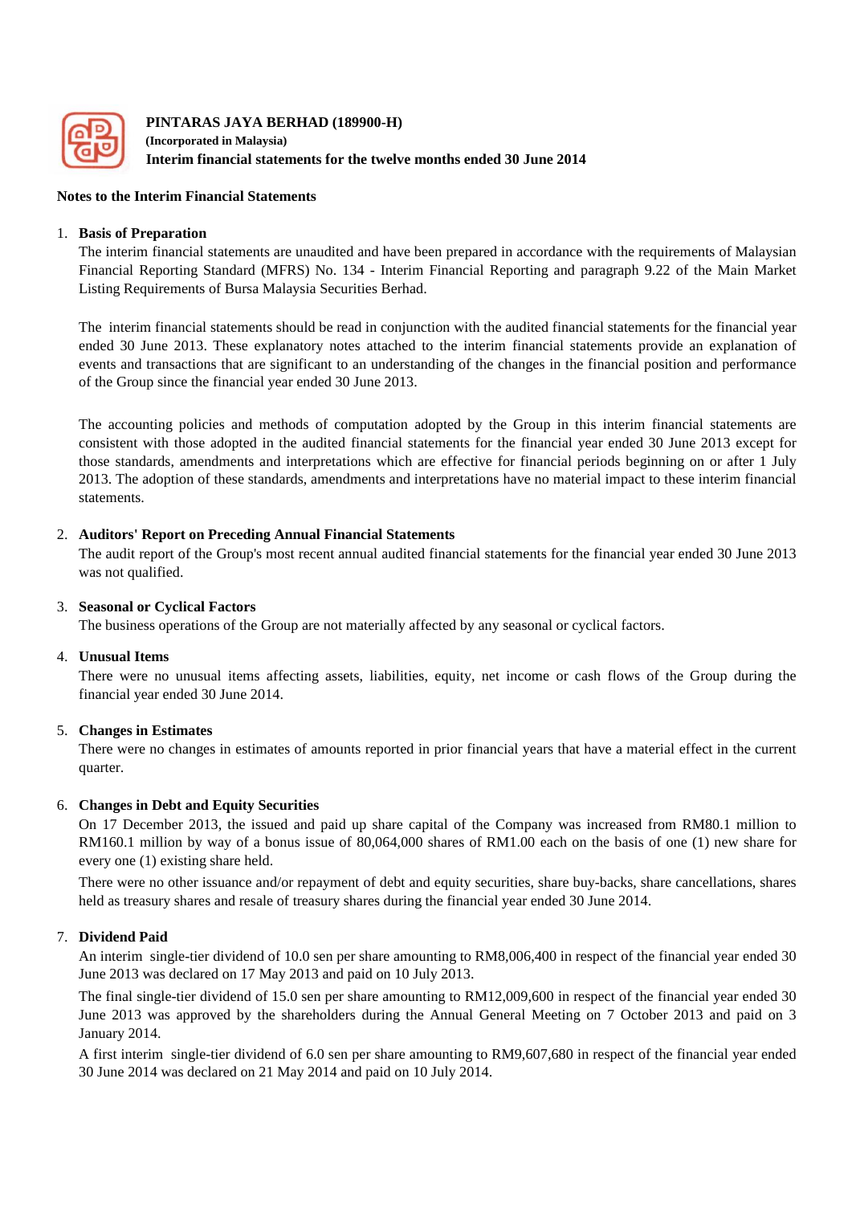**PINTARAS JAYA BERHAD (189900-H)**
**(Incorporated in Malaysia)**
**Interim financial statements for the twelve months ended 30 June 2014**

**Notes to the Interim Financial Statements**

1. **Basis of Preparation**

   The interim financial statements are unaudited and have been prepared in accordance with the requirements of Malaysian Financial Reporting Standard (MFRS) No. 134 - Interim Financial Reporting and paragraph 9.22 of the Main Market Listing Requirements of Bursa Malaysia Securities Berhad.

   The interim financial statements should be read in conjunction with the audited financial statements for the financial year ended 30 June 2013. These explanatory notes attached to the interim financial statements provide an explanation of events and transactions that are significant to an understanding of the changes in the financial position and performance of the Group since the financial year ended 30 June 2013.

   The accounting policies and methods of computation adopted by the Group in this interim financial statements are consistent with those adopted in the audited financial statements for the financial year ended 30 June 2013 except for those standards, amendments and interpretations which are effective for financial periods beginning on or after 1 July 2013. The adoption of these standards, amendments and interpretations have no material impact to these interim financial statements.

2. **Auditors' Report on Preceding Annual Financial Statements**

   The audit report of the Group's most recent annual audited financial statements for the financial year ended 30 June 2013 was not qualified.

3. **Seasonal or Cyclical Factors**

   The business operations of the Group are not materially affected by any seasonal or cyclical factors.

4. **Unusual Items**

   There were no unusual items affecting assets, liabilities, equity, net income or cash flows of the Group during the financial year ended 30 June 2014.

5. **Changes in Estimates**

   There were no changes in estimates of amounts reported in prior financial years that have a material effect in the current quarter.

6. **Changes in Debt and Equity Securities**

   On 17 December 2013, the issued and paid up share capital of the Company was increased from RM80.1 million to RM160.1 million by way of a bonus issue of 80,064,000 shares of RM1.00 each on the basis of one (1) new share for every one (1) existing share held.

   There were no other issuance and/or repayment of debt and equity securities, share buy-backs, share cancellations, shares held as treasury shares and resale of treasury shares during the financial year ended 30 June 2014.

7. **Dividend Paid**

   An interim single-tier dividend of 10.0 sen per share amounting to RM8,006,400 in respect of the financial year ended 30 June 2013 was declared on 17 May 2013 and paid on 10 July 2013.

   The final single-tier dividend of 15.0 sen per share amounting to RM12,009,600 in respect of the financial year ended 30 June 2013 was approved by the shareholders during the Annual General Meeting on 7 October 2013 and paid on 3 January 2014.

   A first interim single-tier dividend of 6.0 sen per share amounting to RM9,607,680 in respect of the financial year ended 30 June 2014 was declared on 21 May 2014 and paid on 10 July 2014.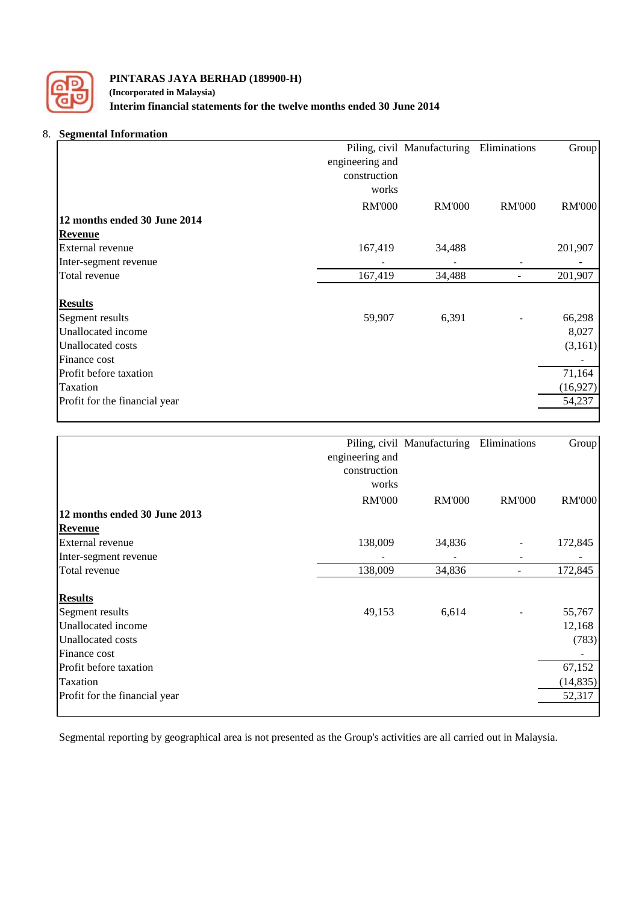**PINTARAS JAYA BERHAD (189900-H)**
**(Incorporated in Malaysia)**
**Interim financial statements for the twelve months ended 30 June 2014**

## 8. Segmental Information

| | Piling, civil engineering and construction works | Manufacturing | Eliminations | Group |
|---|---|---|---|---|
| | RM'000 | RM'000 | RM'000 | RM'000 |
| **12 months ended 30 June 2014** | | | | |
| **Revenue** | | | | |
| External revenue | 167,419 | 34,488 | | 201,907 |
| Inter-segment revenue | - | - | - | - |
| Total revenue | 167,419 | 34,488 | - | 201,907 |
| | | | | |
| **Results** | | | | |
| Segment results | 59,907 | 6,391 | - | 66,298 |
| Unallocated income | | | | 8,027 |
| Unallocated costs | | | | (3,161) |
| Finance cost | | | | - |
| Profit before taxation | | | | 71,164 |
| Taxation | | | | (16,927) |
| Profit for the financial year | | | | 54,237 |

| | Piling, civil engineering and construction works | Manufacturing | Eliminations | Group |
|---|---|---|---|---|
| | RM'000 | RM'000 | RM'000 | RM'000 |
| **12 months ended 30 June 2013** | | | | |
| **Revenue** | | | | |
| External revenue | 138,009 | 34,836 | - | 172,845 |
| Inter-segment revenue | - | - | - | - |
| Total revenue | 138,009 | 34,836 | - | 172,845 |
| | | | | |
| **Results** | | | | |
| Segment results | 49,153 | 6,614 | - | 55,767 |
| Unallocated income | | | | 12,168 |
| Unallocated costs | | | | (783) |
| Finance cost | | | | - |
| Profit before taxation | | | | 67,152 |
| Taxation | | | | (14,835) |
| Profit for the financial year | | | | 52,317 |

Segmental reporting by geographical area is not presented as the Group's activities are all carried out in Malaysia.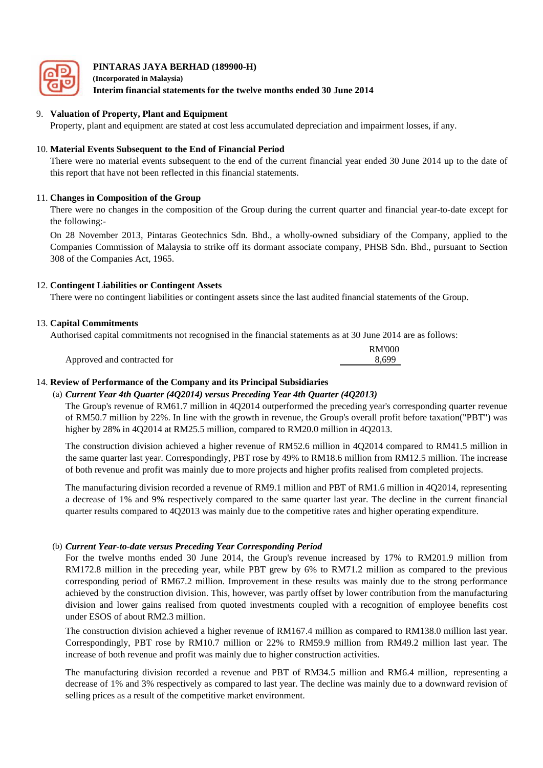**PINTARAS JAYA BERHAD (189900-H)**
**(Incorporated in Malaysia)**
**Interim financial statements for the twelve months ended 30 June 2014**

## 9. Valuation of Property, Plant and Equipment

Property, plant and equipment are stated at cost less accumulated depreciation and impairment losses, if any.

## 10. Material Events Subsequent to the End of Financial Period

There were no material events subsequent to the end of the current financial year ended 30 June 2014 up to the date of this report that have not been reflected in this financial statements.

## 11. Changes in Composition of the Group

There were no changes in the composition of the Group during the current quarter and financial year-to-date except for the following:-

On 28 November 2013, Pintaras Geotechnics Sdn. Bhd., a wholly-owned subsidiary of the Company, applied to the Companies Commission of Malaysia to strike off its dormant associate company, PHSB Sdn. Bhd., pursuant to Section 308 of the Companies Act, 1965.

## 12. Contingent Liabilities or Contingent Assets

There were no contingent liabilities or contingent assets since the last audited financial statements of the Group.

## 13. Capital Commitments

Authorised capital commitments not recognised in the financial statements as at 30 June 2014 are as follows:

| | RM'000 |
|---|---|
| Approved and contracted for | 8,699 |

## 14. Review of Performance of the Company and its Principal Subsidiaries

(a) ***Current Year 4th Quarter (4Q2014) versus Preceding Year 4th Quarter (4Q2013)***

The Group's revenue of RM61.7 million in 4Q2014 outperformed the preceding year's corresponding quarter revenue of RM50.7 million by 22%. In line with the growth in revenue, the Group's overall profit before taxation("PBT") was higher by 28% in 4Q2014 at RM25.5 million, compared to RM20.0 million in 4Q2013.

The construction division achieved a higher revenue of RM52.6 million in 4Q2014 compared to RM41.5 million in the same quarter last year. Correspondingly, PBT rose by 49% to RM18.6 million from RM12.5 million. The increase of both revenue and profit was mainly due to more projects and higher profits realised from completed projects.

The manufacturing division recorded a revenue of RM9.1 million and PBT of RM1.6 million in 4Q2014, representing a decrease of 1% and 9% respectively compared to the same quarter last year. The decline in the current financial quarter results compared to 4Q2013 was mainly due to the competitive rates and higher operating expenditure.

(b) ***Current Year-to-date versus Preceding Year Corresponding Period***

For the twelve months ended 30 June 2014, the Group's revenue increased by 17% to RM201.9 million from RM172.8 million in the preceding year, while PBT grew by 6% to RM71.2 million as compared to the previous corresponding period of RM67.2 million. Improvement in these results was mainly due to the strong performance achieved by the construction division. This, however, was partly offset by lower contribution from the manufacturing division and lower gains realised from quoted investments coupled with a recognition of employee benefits cost under ESOS of about RM2.3 million.

The construction division achieved a higher revenue of RM167.4 million as compared to RM138.0 million last year. Correspondingly, PBT rose by RM10.7 million or 22% to RM59.9 million from RM49.2 million last year. The increase of both revenue and profit was mainly due to higher construction activities.

The manufacturing division recorded a revenue and PBT of RM34.5 million and RM6.4 million, representing a decrease of 1% and 3% respectively as compared to last year. The decline was mainly due to a downward revision of selling prices as a result of the competitive market environment.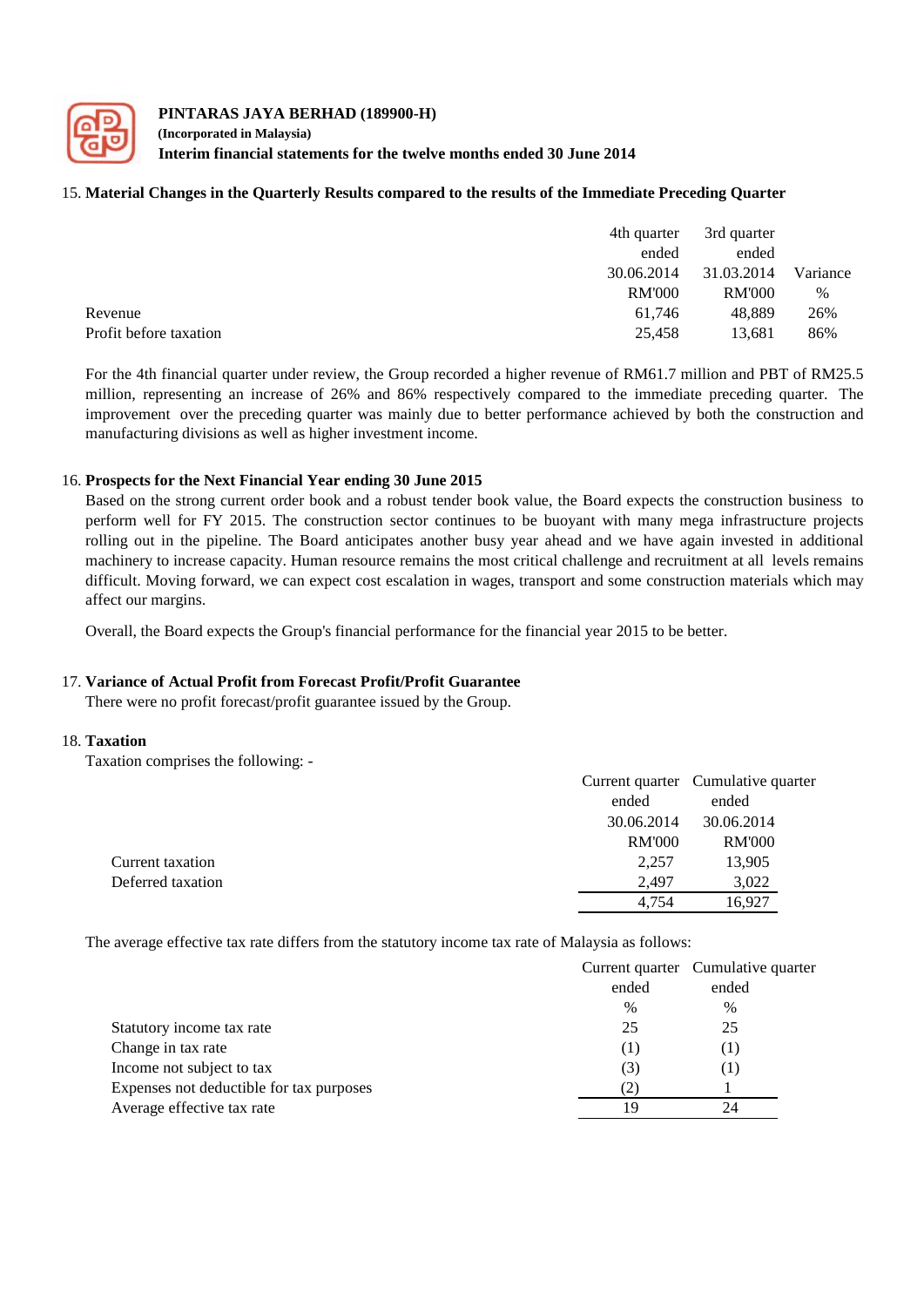## 15. Material Changes in the Quarterly Results compared to the results of the Immediate Preceding Quarter

| | 4th quarter ended 30.06.2014 RM'000 | 3rd quarter ended 31.03.2014 RM'000 | Variance % |
|---|---|---|---|
| Revenue | 61,746 | 48,889 | 26% |
| Profit before taxation | 25,458 | 13,681 | 86% |

For the 4th financial quarter under review, the Group recorded a higher revenue of RM61.7 million and PBT of RM25.5 million, representing an increase of 26% and 86% respectively compared to the immediate preceding quarter. The improvement over the preceding quarter was mainly due to better performance achieved by both the construction and manufacturing divisions as well as higher investment income.

## 16. Prospects for the Next Financial Year ending 30 June 2015

Based on the strong current order book and a robust tender book value, the Board expects the construction business to perform well for FY 2015. The construction sector continues to be buoyant with many mega infrastructure projects rolling out in the pipeline. The Board anticipates another busy year ahead and we have again invested in additional machinery to increase capacity. Human resource remains the most critical challenge and recruitment at all levels remains difficult. Moving forward, we can expect cost escalation in wages, transport and some construction materials which may affect our margins.

Overall, the Board expects the Group's financial performance for the financial year 2015 to be better.

## 17. Variance of Actual Profit from Forecast Profit/Profit Guarantee

There were no profit forecast/profit guarantee issued by the Group.

## 18. Taxation

Taxation comprises the following: -

| | Current quarter ended 30.06.2014 RM'000 | Cumulative quarter ended 30.06.2014 RM'000 |
|---|---|---|
| Current taxation | 2,257 | 13,905 |
| Deferred taxation | 2,497 | 3,022 |
| | 4,754 | 16,927 |

The average effective tax rate differs from the statutory income tax rate of Malaysia as follows:

| | Current quarter ended % | Cumulative quarter ended % |
|---|---|---|
| Statutory income tax rate | 25 | 25 |
| Change in tax rate | (1) | (1) |
| Income not subject to tax | (3) | (1) |
| Expenses not deductible for tax purposes | (2) | 1 |
| Average effective tax rate | 19 | 24 |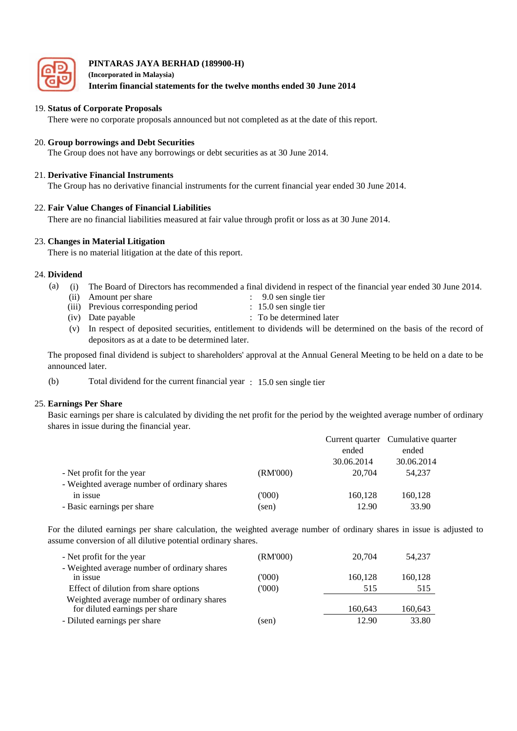## 19. Status of Corporate Proposals

There were no corporate proposals announced but not completed as at the date of this report.

## 20. Group borrowings and Debt Securities

The Group does not have any borrowings or debt securities as at 30 June 2014.

## 21. Derivative Financial Instruments

The Group has no derivative financial instruments for the current financial year ended 30 June 2014.

## 22. Fair Value Changes of Financial Liabilities

There are no financial liabilities measured at fair value through profit or loss as at 30 June 2014.

## 23. Changes in Material Litigation

There is no material litigation at the date of this report.

## 24. Dividend

(a)
- (i) The Board of Directors has recommended a final dividend in respect of the financial year ended 30 June 2014.
- (ii) Amount per share : 9.0 sen single tier
- (iii) Previous corresponding period : 15.0 sen single tier
- (iv) Date payable : To be determined later
- (v) In respect of deposited securities, entitlement to dividends will be determined on the basis of the record of depositors as at a date to be determined later.

The proposed final dividend is subject to shareholders' approval at the Annual General Meeting to be held on a date to be announced later.

(b) Total dividend for the current financial year : 15.0 sen single tier

## 25. Earnings Per Share

Basic earnings per share is calculated by dividing the net profit for the period by the weighted average number of ordinary shares in issue during the financial year.

| | | Current quarter ended 30.06.2014 | Cumulative quarter ended 30.06.2014 |
|---|---|---|---|
| - Net profit for the year | (RM'000) | 20,704 | 54,237 |
| - Weighted average number of ordinary shares in issue | ('000) | 160,128 | 160,128 |
| - Basic earnings per share | (sen) | 12.90 | 33.90 |

For the diluted earnings per share calculation, the weighted average number of ordinary shares in issue is adjusted to assume conversion of all dilutive potential ordinary shares.

| | | Current quarter ended 30.06.2014 | Cumulative quarter ended 30.06.2014 |
|---|---|---|---|
| - Net profit for the year | (RM'000) | 20,704 | 54,237 |
| - Weighted average number of ordinary shares in issue | ('000) | 160,128 | 160,128 |
| Effect of dilution from share options | ('000) | 515 | 515 |
| Weighted average number of ordinary shares for diluted earnings per share | | 160,643 | 160,643 |
| - Diluted earnings per share | (sen) | 12.90 | 33.80 |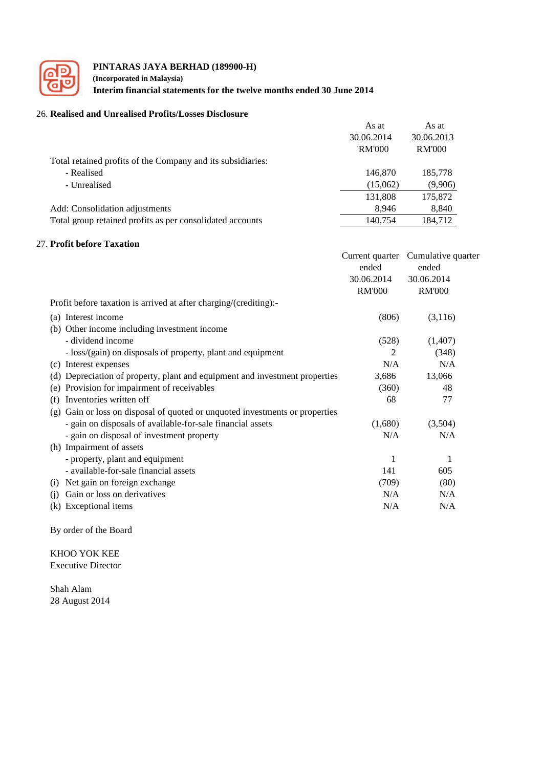**PINTARAS JAYA BERHAD (189900-H)**
**(Incorporated in Malaysia)**
**Interim financial statements for the twelve months ended 30 June 2014**

## 26. Realised and Unrealised Profits/Losses Disclosure

| | As at 30.06.2014 'RM'000 | As at 30.06.2013 RM'000 |
|---|---|---|
| Total retained profits of the Company and its subsidiaries: | | |
| - Realised | 146,870 | 185,778 |
| - Unrealised | (15,062) | (9,906) |
| | 131,808 | 175,872 |
| Add: Consolidation adjustments | 8,946 | 8,840 |
| Total group retained profits as per consolidated accounts | 140,754 | 184,712 |

## 27. Profit before Taxation

| | Current quarter ended 30.06.2014 RM'000 | Cumulative quarter ended 30.06.2014 RM'000 |
|---|---|---|
| Profit before taxation is arrived at after charging/(crediting):- | | |
| (a) Interest income | (806) | (3,116) |
| (b) Other income including investment income | | |
| - dividend income | (528) | (1,407) |
| - loss/(gain) on disposals of property, plant and equipment | 2 | (348) |
| (c) Interest expenses | N/A | N/A |
| (d) Depreciation of property, plant and equipment and investment properties | 3,686 | 13,066 |
| (e) Provision for impairment of receivables | (360) | 48 |
| (f) Inventories written off | 68 | 77 |
| (g) Gain or loss on disposal of quoted or unquoted investments or properties | | |
| - gain on disposals of available-for-sale financial assets | (1,680) | (3,504) |
| - gain on disposal of investment property | N/A | N/A |
| (h) Impairment of assets | | |
| - property, plant and equipment | 1 | 1 |
| - available-for-sale financial assets | 141 | 605 |
| (i) Net gain on foreign exchange | (709) | (80) |
| (j) Gain or loss on derivatives | N/A | N/A |
| (k) Exceptional items | N/A | N/A |

By order of the Board

KHOO YOK KEE
Executive Director

Shah Alam
28 August 2014